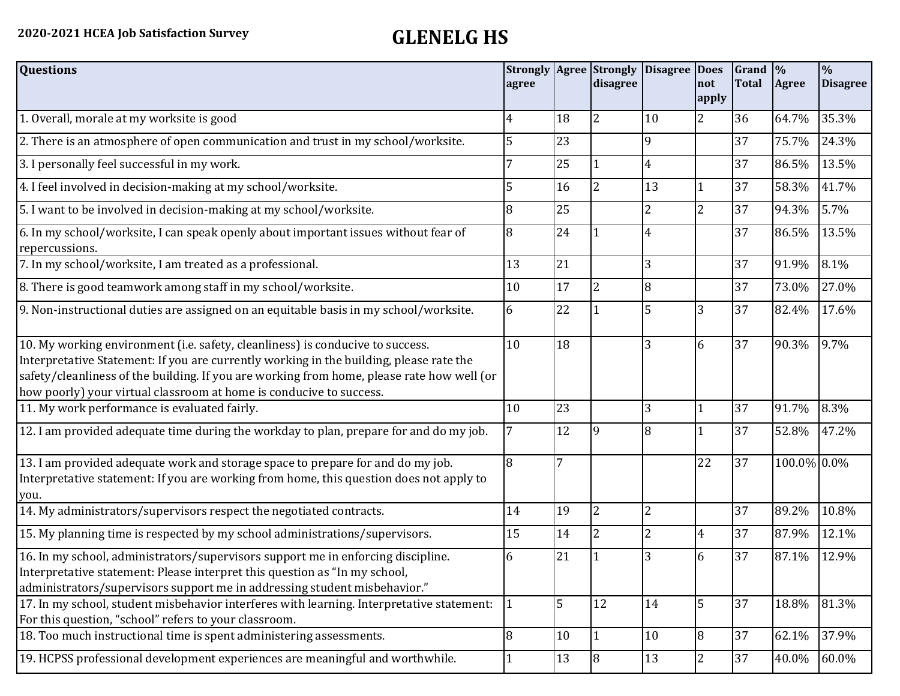2020-2021 HCEA Job Satisfaction Survey

# GLENELG HS

| Questions | Strongly agree | Agree | Strongly disagree | Disagree | Does not apply | Grand Total | % Agree | % Disagree |
|---|---|---|---|---|---|---|---|---|
| 1. Overall, morale at my worksite is good | 4 | 18 | 2 | 10 | 2 | 36 | 64.7% | 35.3% |
| 2. There is an atmosphere of open communication and trust in my school/worksite. | 5 | 23 | | 9 | | 37 | 75.7% | 24.3% |
| 3. I personally feel successful in my work. | 7 | 25 | 1 | 4 | | 37 | 86.5% | 13.5% |
| 4. I feel involved in decision-making at my school/worksite. | 5 | 16 | 2 | 13 | 1 | 37 | 58.3% | 41.7% |
| 5. I want to be involved in decision-making at my school/worksite. | 8 | 25 | | 2 | 2 | 37 | 94.3% | 5.7% |
| 6. In my school/worksite, I can speak openly about important issues without fear of repercussions. | 8 | 24 | 1 | 4 | | 37 | 86.5% | 13.5% |
| 7. In my school/worksite, I am treated as a professional. | 13 | 21 | | 3 | | 37 | 91.9% | 8.1% |
| 8. There is good teamwork among staff in my school/worksite. | 10 | 17 | 2 | 8 | | 37 | 73.0% | 27.0% |
| 9. Non-instructional duties are assigned on an equitable basis in my school/worksite. | 6 | 22 | 1 | 5 | 3 | 37 | 82.4% | 17.6% |
| 10. My working environment (i.e. safety, cleanliness) is conducive to success. Interpretative Statement: If you are currently working in the building, please rate the safety/cleanliness of the building. If you are working from home, please rate how well (or how poorly) your virtual classroom at home is conducive to success. | 10 | 18 | | 3 | 6 | 37 | 90.3% | 9.7% |
| 11. My work performance is evaluated fairly. | 10 | 23 | | 3 | 1 | 37 | 91.7% | 8.3% |
| 12. I am provided adequate time during the workday to plan, prepare for and do my job. | 7 | 12 | 9 | 8 | 1 | 37 | 52.8% | 47.2% |
| 13. I am provided adequate work and storage space to prepare for and do my job. Interpretative statement: If you are working from home, this question does not apply to you. | 8 | 7 | | | 22 | 37 | 100.0% | 0.0% |
| 14. My administrators/supervisors respect the negotiated contracts. | 14 | 19 | 2 | 2 | | 37 | 89.2% | 10.8% |
| 15. My planning time is respected by my school administrations/supervisors. | 15 | 14 | 2 | 2 | 4 | 37 | 87.9% | 12.1% |
| 16. In my school, administrators/supervisors support me in enforcing discipline. Interpretative statement: Please interpret this question as "In my school, administrators/supervisors support me in addressing student misbehavior." | 6 | 21 | 1 | 3 | 6 | 37 | 87.1% | 12.9% |
| 17. In my school, student misbehavior interferes with learning. Interpretative statement: For this question, "school" refers to your classroom. | 1 | 5 | 12 | 14 | 5 | 37 | 18.8% | 81.3% |
| 18. Too much instructional time is spent administering assessments. | 8 | 10 | 1 | 10 | 8 | 37 | 62.1% | 37.9% |
| 19. HCPSS professional development experiences are meaningful and worthwhile. | 1 | 13 | 8 | 13 | 2 | 37 | 40.0% | 60.0% |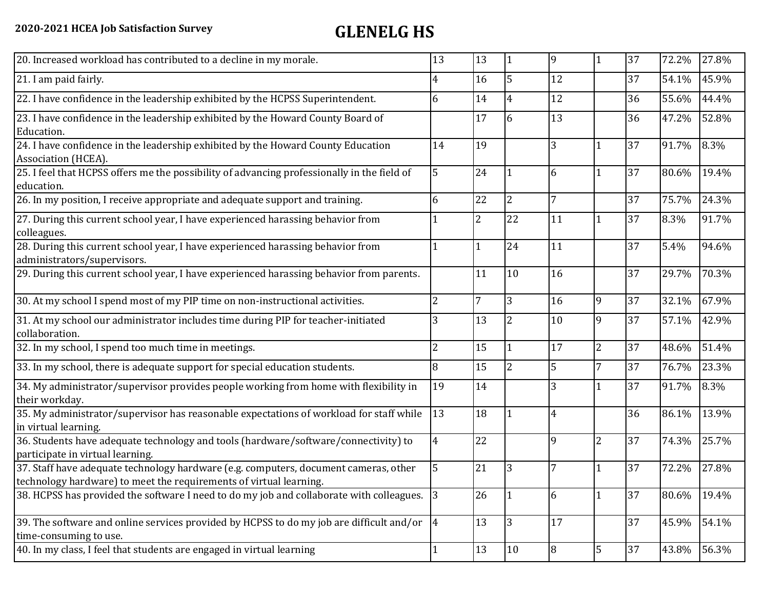**2020-2021 HCEA Job Satisfaction Survey**

# GLENELG HS

| | | | | | | | | |
|---|---|---|---|---|---|---|---|---|
| 20. Increased workload has contributed to a decline in my morale. | 13 | 13 | 1 | 9 | 1 | 37 | 72.2% | 27.8% |
| 21. I am paid fairly. | 4 | 16 | 5 | 12 | | 37 | 54.1% | 45.9% |
| 22. I have confidence in the leadership exhibited by the HCPSS Superintendent. | 6 | 14 | 4 | 12 | | 36 | 55.6% | 44.4% |
| 23. I have confidence in the leadership exhibited by the Howard County Board of Education. | | 17 | 6 | 13 | | 36 | 47.2% | 52.8% |
| 24. I have confidence in the leadership exhibited by the Howard County Education Association (HCEA). | 14 | 19 | | 3 | 1 | 37 | 91.7% | 8.3% |
| 25. I feel that HCPSS offers me the possibility of advancing professionally in the field of education. | 5 | 24 | 1 | 6 | 1 | 37 | 80.6% | 19.4% |
| 26. In my position, I receive appropriate and adequate support and training. | 6 | 22 | 2 | 7 | | 37 | 75.7% | 24.3% |
| 27. During this current school year, I have experienced harassing behavior from colleagues. | 1 | 2 | 22 | 11 | 1 | 37 | 8.3% | 91.7% |
| 28. During this current school year, I have experienced harassing behavior from administrators/supervisors. | 1 | 1 | 24 | 11 | | 37 | 5.4% | 94.6% |
| 29. During this current school year, I have experienced harassing behavior from parents. | | 11 | 10 | 16 | | 37 | 29.7% | 70.3% |
| 30. At my school I spend most of my PIP time on non-instructional activities. | 2 | 7 | 3 | 16 | 9 | 37 | 32.1% | 67.9% |
| 31. At my school our administrator includes time during PIP for teacher-initiated collaboration. | 3 | 13 | 2 | 10 | 9 | 37 | 57.1% | 42.9% |
| 32. In my school, I spend too much time in meetings. | 2 | 15 | 1 | 17 | 2 | 37 | 48.6% | 51.4% |
| 33. In my school, there is adequate support for special education students. | 8 | 15 | 2 | 5 | 7 | 37 | 76.7% | 23.3% |
| 34. My administrator/supervisor provides people working from home with flexibility in their workday. | 19 | 14 | | 3 | 1 | 37 | 91.7% | 8.3% |
| 35. My administrator/supervisor has reasonable expectations of workload for staff while in virtual learning. | 13 | 18 | 1 | 4 | | 36 | 86.1% | 13.9% |
| 36. Students have adequate technology and tools (hardware/software/connectivity) to participate in virtual learning. | 4 | 22 | | 9 | 2 | 37 | 74.3% | 25.7% |
| 37. Staff have adequate technology hardware (e.g. computers, document cameras, other technology hardware) to meet the requirements of virtual learning. | 5 | 21 | 3 | 7 | 1 | 37 | 72.2% | 27.8% |
| 38. HCPSS has provided the software I need to do my job and collaborate with colleagues. | 3 | 26 | 1 | 6 | 1 | 37 | 80.6% | 19.4% |
| 39. The software and online services provided by HCPSS to do my job are difficult and/or time-consuming to use. | 4 | 13 | 3 | 17 | | 37 | 45.9% | 54.1% |
| 40. In my class, I feel that students are engaged in virtual learning | 1 | 13 | 10 | 8 | 5 | 37 | 43.8% | 56.3% |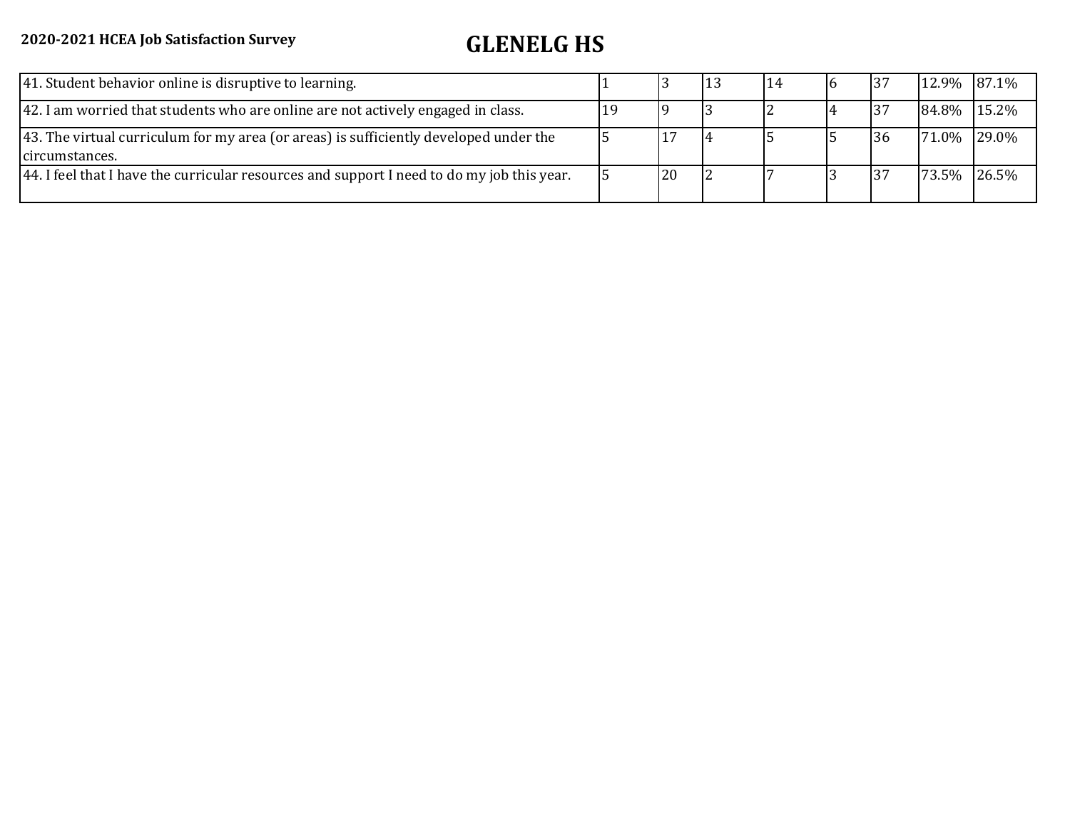**2020-2021 HCEA Job Satisfaction Survey**

# GLENELG HS

| | | | | | | | | |
|---|---|---|---|---|---|---|---|---|
| 41. Student behavior online is disruptive to learning. | 1 | 3 | 13 | 14 | 6 | 37 | 12.9% | 87.1% |
| 42. I am worried that students who are online are not actively engaged in class. | 19 | 9 | 3 | 2 | 4 | 37 | 84.8% | 15.2% |
| 43. The virtual curriculum for my area (or areas) is sufficiently developed under the circumstances. | 5 | 17 | 4 | 5 | 5 | 36 | 71.0% | 29.0% |
| 44. I feel that I have the curricular resources and support I need to do my job this year. | 5 | 20 | 2 | 7 | 3 | 37 | 73.5% | 26.5% |